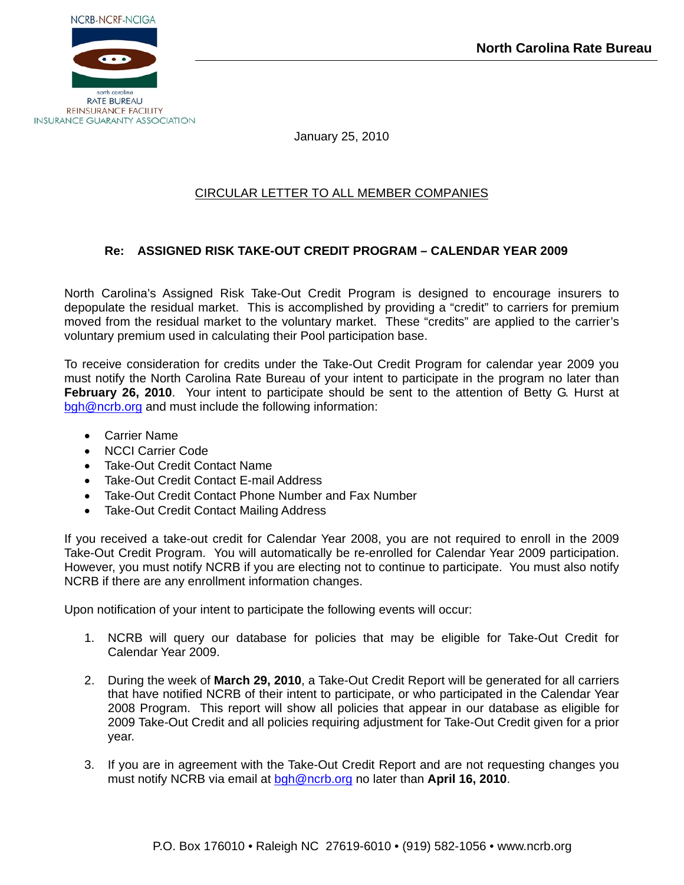NCRB-NCRF-NCIGA

north carolina
RATE BUREAU
REINSURANCE FACILITY
INSURANCE GUARANTY ASSOCIATION

**North Carolina Rate Bureau**

January 25, 2010

CIRCULAR LETTER TO ALL MEMBER COMPANIES

**Re: ASSIGNED RISK TAKE-OUT CREDIT PROGRAM – CALENDAR YEAR 2009**

North Carolina's Assigned Risk Take-Out Credit Program is designed to encourage insurers to depopulate the residual market. This is accomplished by providing a "credit" to carriers for premium moved from the residual market to the voluntary market. These "credits" are applied to the carrier's voluntary premium used in calculating their Pool participation base.

To receive consideration for credits under the Take-Out Credit Program for calendar year 2009 you must notify the North Carolina Rate Bureau of your intent to participate in the program no later than **February 26, 2010**. Your intent to participate should be sent to the attention of Betty G. Hurst at bgh@ncrb.org and must include the following information:

- Carrier Name
- NCCI Carrier Code
- Take-Out Credit Contact Name
- Take-Out Credit Contact E-mail Address
- Take-Out Credit Contact Phone Number and Fax Number
- Take-Out Credit Contact Mailing Address

If you received a take-out credit for Calendar Year 2008, you are not required to enroll in the 2009 Take-Out Credit Program. You will automatically be re-enrolled for Calendar Year 2009 participation. However, you must notify NCRB if you are electing not to continue to participate. You must also notify NCRB if there are any enrollment information changes.

Upon notification of your intent to participate the following events will occur:

1. NCRB will query our database for policies that may be eligible for Take-Out Credit for Calendar Year 2009.

2. During the week of **March 29, 2010**, a Take-Out Credit Report will be generated for all carriers that have notified NCRB of their intent to participate, or who participated in the Calendar Year 2008 Program. This report will show all policies that appear in our database as eligible for 2009 Take-Out Credit and all policies requiring adjustment for Take-Out Credit given for a prior year.

3. If you are in agreement with the Take-Out Credit Report and are not requesting changes you must notify NCRB via email at bgh@ncrb.org no later than **April 16, 2010**.

P.O. Box 176010 • Raleigh NC 27619-6010 • (919) 582-1056 • www.ncrb.org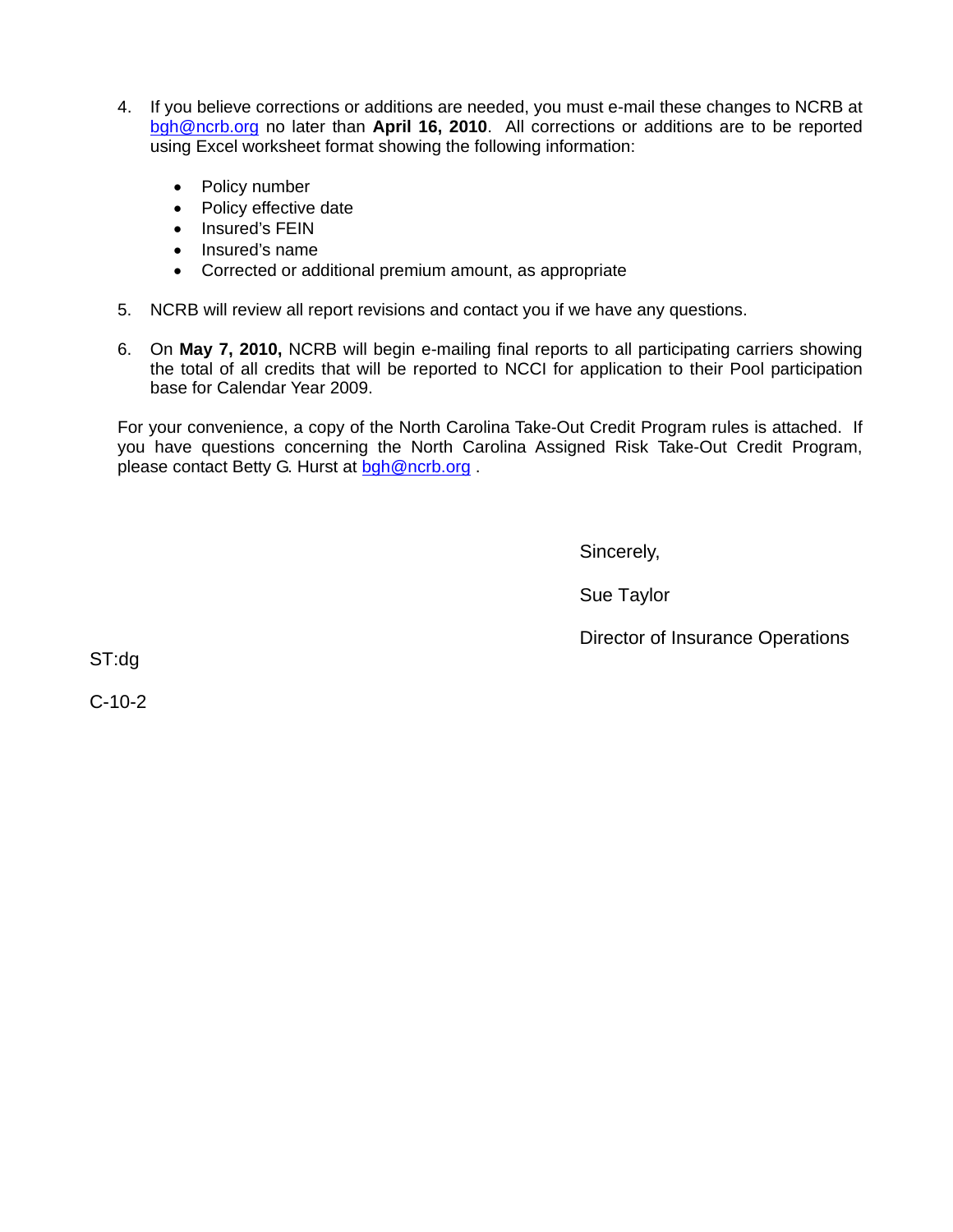4. If you believe corrections or additions are needed, you must e-mail these changes to NCRB at bgh@ncrb.org no later than **April 16, 2010**. All corrections or additions are to be reported using Excel worksheet format showing the following information:

   - Policy number
   - Policy effective date
   - Insured's FEIN
   - Insured's name
   - Corrected or additional premium amount, as appropriate

5. NCRB will review all report revisions and contact you if we have any questions.

6. On **May 7, 2010,** NCRB will begin e-mailing final reports to all participating carriers showing the total of all credits that will be reported to NCCI for application to their Pool participation base for Calendar Year 2009.

For your convenience, a copy of the North Carolina Take-Out Credit Program rules is attached. If you have questions concerning the North Carolina Assigned Risk Take-Out Credit Program, please contact Betty G. Hurst at bgh@ncrb.org .

Sincerely,

Sue Taylor

Director of Insurance Operations

ST:dg

C-10-2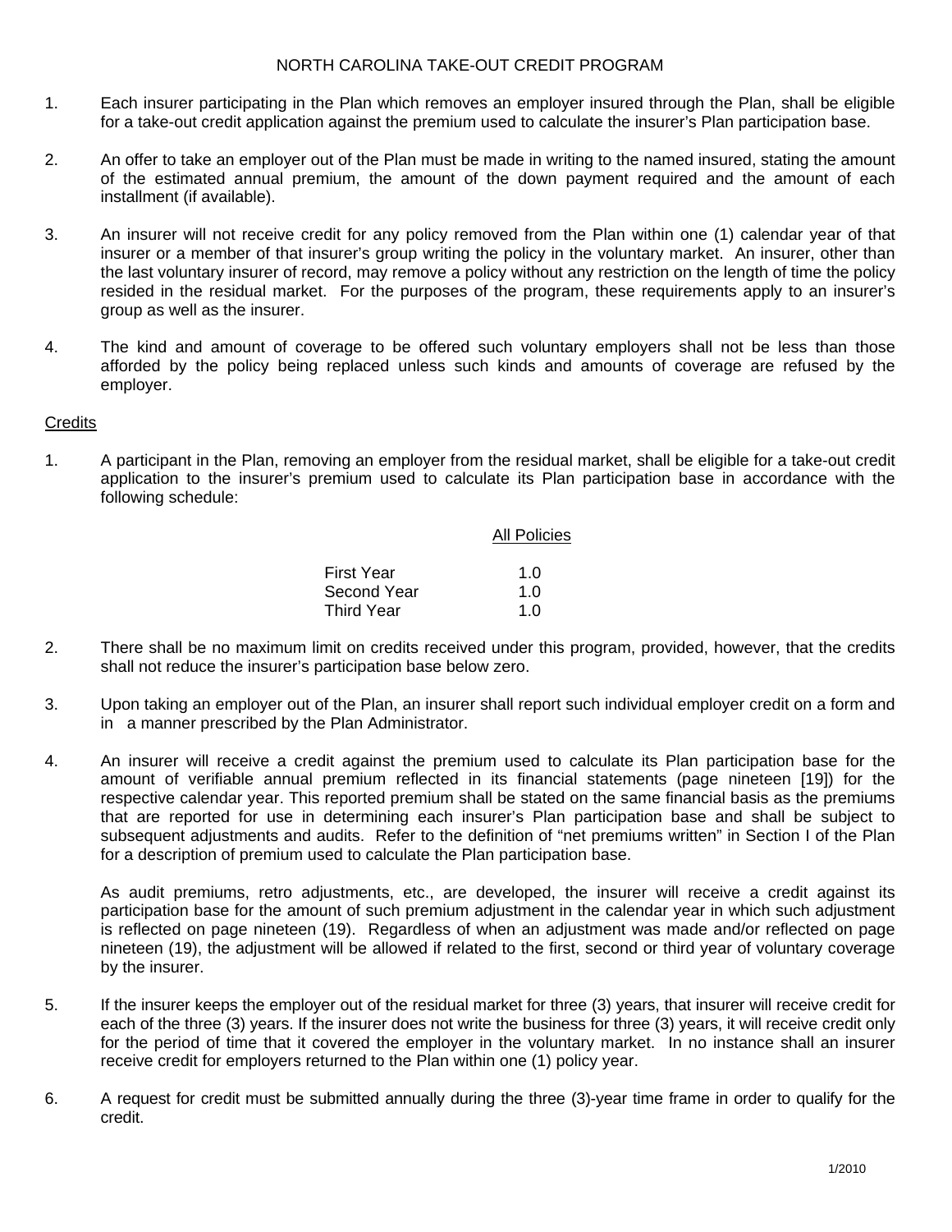# NORTH CAROLINA TAKE-OUT CREDIT PROGRAM

1. Each insurer participating in the Plan which removes an employer insured through the Plan, shall be eligible for a take-out credit application against the premium used to calculate the insurer's Plan participation base.

2. An offer to take an employer out of the Plan must be made in writing to the named insured, stating the amount of the estimated annual premium, the amount of the down payment required and the amount of each installment (if available).

3. An insurer will not receive credit for any policy removed from the Plan within one (1) calendar year of that insurer or a member of that insurer's group writing the policy in the voluntary market. An insurer, other than the last voluntary insurer of record, may remove a policy without any restriction on the length of time the policy resided in the residual market. For the purposes of the program, these requirements apply to an insurer's group as well as the insurer.

4. The kind and amount of coverage to be offered such voluntary employers shall not be less than those afforded by the policy being replaced unless such kinds and amounts of coverage are refused by the employer.

## Credits

1. A participant in the Plan, removing an employer from the residual market, shall be eligible for a take-out credit application to the insurer's premium used to calculate its Plan participation base in accordance with the following schedule:

| | All Policies |
|---|---|
| First Year | 1.0 |
| Second Year | 1.0 |
| Third Year | 1.0 |

2. There shall be no maximum limit on credits received under this program, provided, however, that the credits shall not reduce the insurer's participation base below zero.

3. Upon taking an employer out of the Plan, an insurer shall report such individual employer credit on a form and in a manner prescribed by the Plan Administrator.

4. An insurer will receive a credit against the premium used to calculate its Plan participation base for the amount of verifiable annual premium reflected in its financial statements (page nineteen [19]) for the respective calendar year. This reported premium shall be stated on the same financial basis as the premiums that are reported for use in determining each insurer's Plan participation base and shall be subject to subsequent adjustments and audits. Refer to the definition of "net premiums written" in Section I of the Plan for a description of premium used to calculate the Plan participation base.

   As audit premiums, retro adjustments, etc., are developed, the insurer will receive a credit against its participation base for the amount of such premium adjustment in the calendar year in which such adjustment is reflected on page nineteen (19). Regardless of when an adjustment was made and/or reflected on page nineteen (19), the adjustment will be allowed if related to the first, second or third year of voluntary coverage by the insurer.

5. If the insurer keeps the employer out of the residual market for three (3) years, that insurer will receive credit for each of the three (3) years. If the insurer does not write the business for three (3) years, it will receive credit only for the period of time that it covered the employer in the voluntary market. In no instance shall an insurer receive credit for employers returned to the Plan within one (1) policy year.

6. A request for credit must be submitted annually during the three (3)-year time frame in order to qualify for the credit.

1/2010